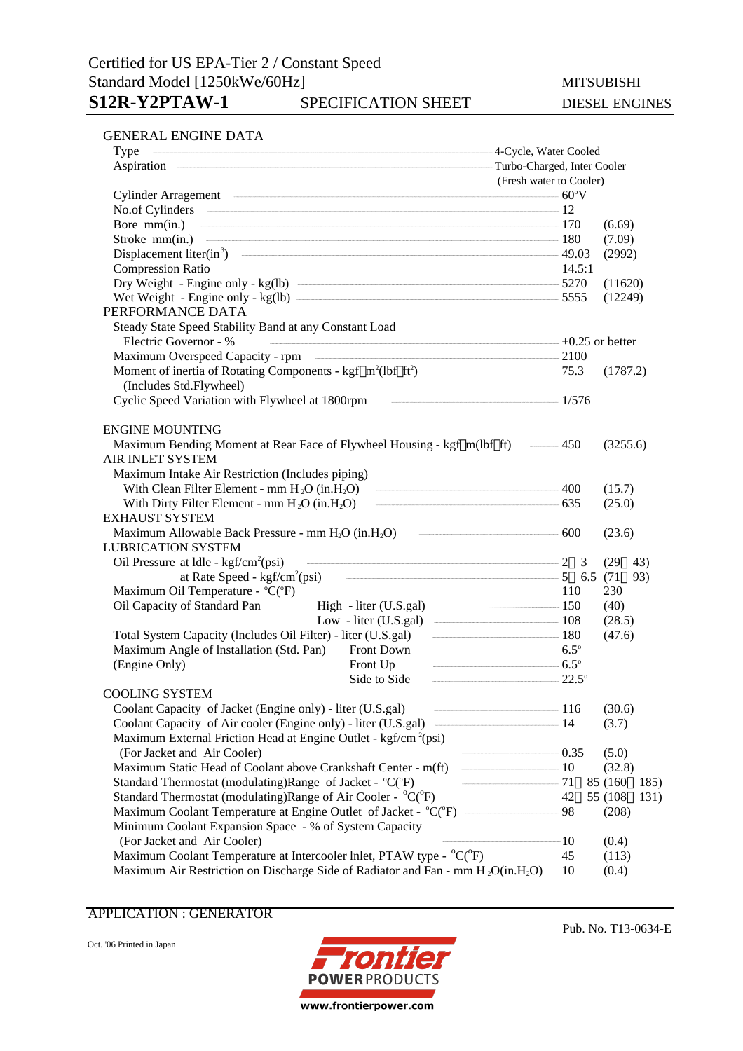Certified for US EPA-Tier 2 / Constant Speed
Standard Model [1250kWe/60Hz]

# S12R-Y2PTAW-1 SPECIFICATION SHEET

MITSUBISHI DIESEL ENGINES

## GENERAL ENGINE DATA

| Item | Value | |
|---|---|---|
| Type | 4-Cycle, Water Cooled | |
| Aspiration | Turbo-Charged, Inter Cooler (Fresh water to Cooler) | |
| Cylinder Arragement | 60°V | |
| No.of Cylinders | 12 | |
| Bore mm(in.) | 170 | (6.69) |
| Stroke mm(in.) | 180 | (7.09) |
| Displacement liter($in^3$) | 49.03 | (2992) |
| Compression Ratio | 14.5:1 | |
| Dry Weight - Engine only - kg(lb) | 5270 | (11620) |
| Wet Weight - Engine only - kg(lb) | 5555 | (12249) |

## PERFORMANCE DATA

| Item | Value | |
|---|---|---|
| Steady State Speed Stability Band at any Constant Load — Electric Governor - % | ±0.25 or better | |
| Maximum Overspeed Capacity - rpm | 2100 | |
| Moment of inertia of Rotating Components - kgf・$m^2$(lbf・$ft^2$) (Includes Std.Flywheel) | 75.3 | (1787.2) |
| Cyclic Speed Variation with Flywheel at 1800rpm | 1/576 | |

## ENGINE MOUNTING

| Item | Value | |
|---|---|---|
| Maximum Bending Moment at Rear Face of Flywheel Housing - kgf・m(lbf・ft) | 450 | (3255.6) |

## AIR INLET SYSTEM

| Item | Value | |
|---|---|---|
| Maximum Intake Air Restriction (Includes piping) — With Clean Filter Element - mm $H_2O$ (in.$H_2O$) | 400 | (15.7) |
| With Dirty Filter Element - mm $H_2O$ (in.$H_2O$) | 635 | (25.0) |

## EXHAUST SYSTEM

| Item | Value | |
|---|---|---|
| Maximum Allowable Back Pressure - mm $H_2O$ (in.$H_2O$) | 600 | (23.6) |

## LUBRICATION SYSTEM

| Item | Value | |
|---|---|---|
| Oil Pressure at Idle - kgf/$cm^2$(psi) | 2～3 | (29～43) |
| Oil Pressure at Rate Speed - kgf/$cm^2$(psi) | 5～6.5 | (71～93) |
| Maximum Oil Temperature - °C(°F) | 110 | 230 |
| Oil Capacity of Standard Pan — High - liter (U.S.gal) | 150 | (40) |
| Oil Capacity of Standard Pan — Low - liter (U.S.gal) | 108 | (28.5) |
| Total System Capacity (Includes Oil Filter) - liter (U.S.gal) | 180 | (47.6) |
| Maximum Angle of Installation (Std. Pan) (Engine Only) — Front Down | 6.5° | |
| Front Up | 6.5° | |
| Side to Side | 22.5° | |

## COOLING SYSTEM

| Item | Value | |
|---|---|---|
| Coolant Capacity of Jacket (Engine only) - liter (U.S.gal) | 116 | (30.6) |
| Coolant Capacity of Air cooler (Engine only) - liter (U.S.gal) | 14 | (3.7) |
| Maximum External Friction Head at Engine Outlet - kgf/$cm^2$(psi) (For Jacket and Air Cooler) | 0.35 | (5.0) |
| Maximum Static Head of Coolant above Crankshaft Center - m(ft) | 10 | (32.8) |
| Standard Thermostat (modulating)Range of Jacket - °C(°F) | 71～85 | (160～185) |
| Standard Thermostat (modulating)Range of Air Cooler - °C(°F) | 42～55 | (108～131) |
| Maximum Coolant Temperature at Engine Outlet of Jacket - °C(°F) | 98 | (208) |
| Minimum Coolant Expansion Space - % of System Capacity (For Jacket and Air Cooler) | 10 | (0.4) |
| Maximum Coolant Temperature at Intercooler Inlet, PTAW type - °C(°F) | 45 | (113) |
| Maximum Air Restriction on Discharge Side of Radiator and Fan - mm $H_2O$(in.$H_2O$) | 10 | (0.4) |

APPLICATION : GENERATOR

Pub. No. T13-0634-E

Oct. '06 Printed in Japan

Frontier POWER PRODUCTS
www.frontierpower.com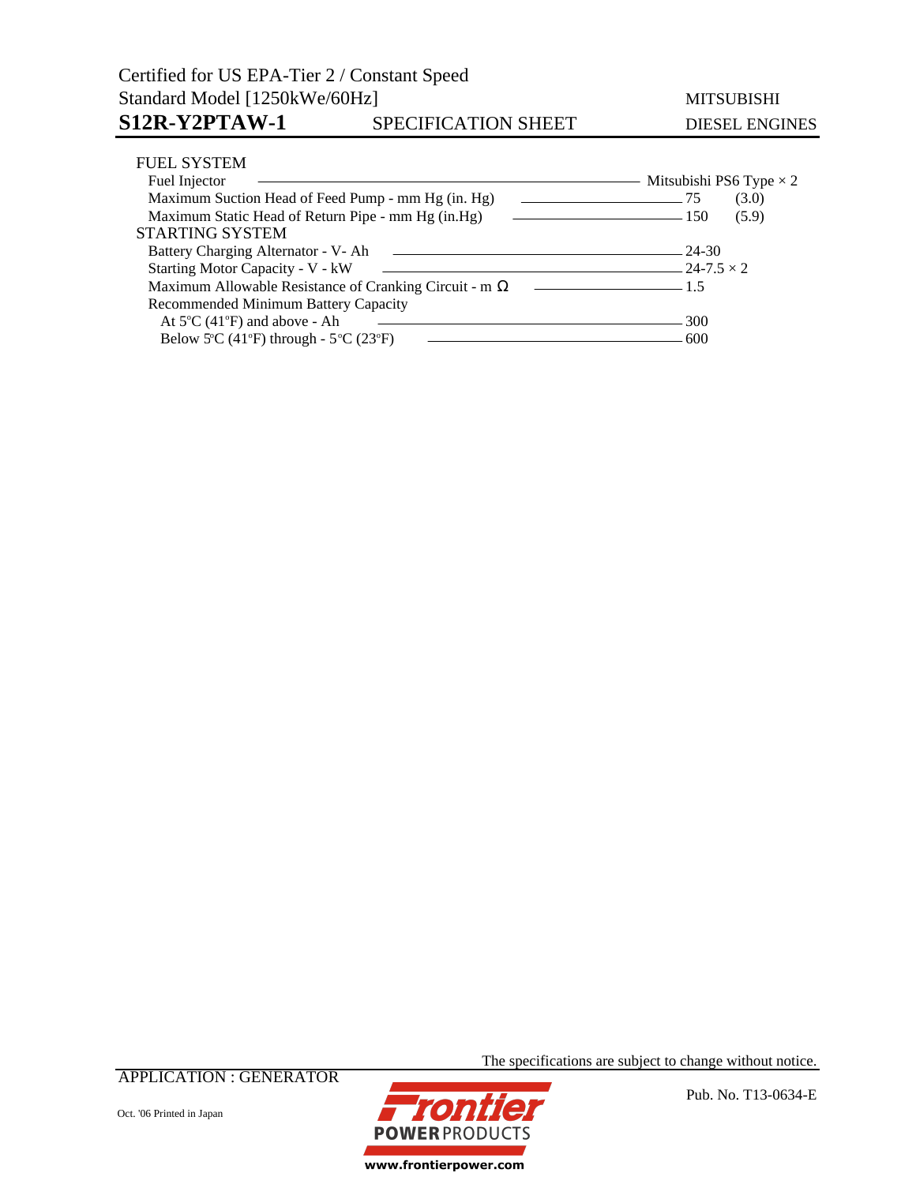### FUEL SYSTEM

| Item | Value | |
|---|---|---|
| Fuel Injector | Mitsubishi PS6 Type × 2 | |
| Maximum Suction Head of Feed Pump - mm Hg (in. Hg) | 75 | (3.0) |
| Maximum Static Head of Return Pipe - mm Hg (in.Hg) | 150 | (5.9) |

### STARTING SYSTEM

| Item | Value |
|---|---|
| Battery Charging Alternator - V- Ah | 24-30 |
| Starting Motor Capacity - V - kW | 24-7.5 × 2 |
| Maximum Allowable Resistance of Cranking Circuit - m Ω | 1.5 |
| Recommended Minimum Battery Capacity | |
| At 5°C (41°F) and above - Ah | 300 |
| Below 5°C (41°F) through - 5°C (23°F) | 600 |

The specifications are subject to change without notice.

APPLICATION : GENERATOR

Pub. No. T13-0634-E

Oct. '06 Printed in Japan

Frontier POWER PRODUCTS

www.frontierpower.com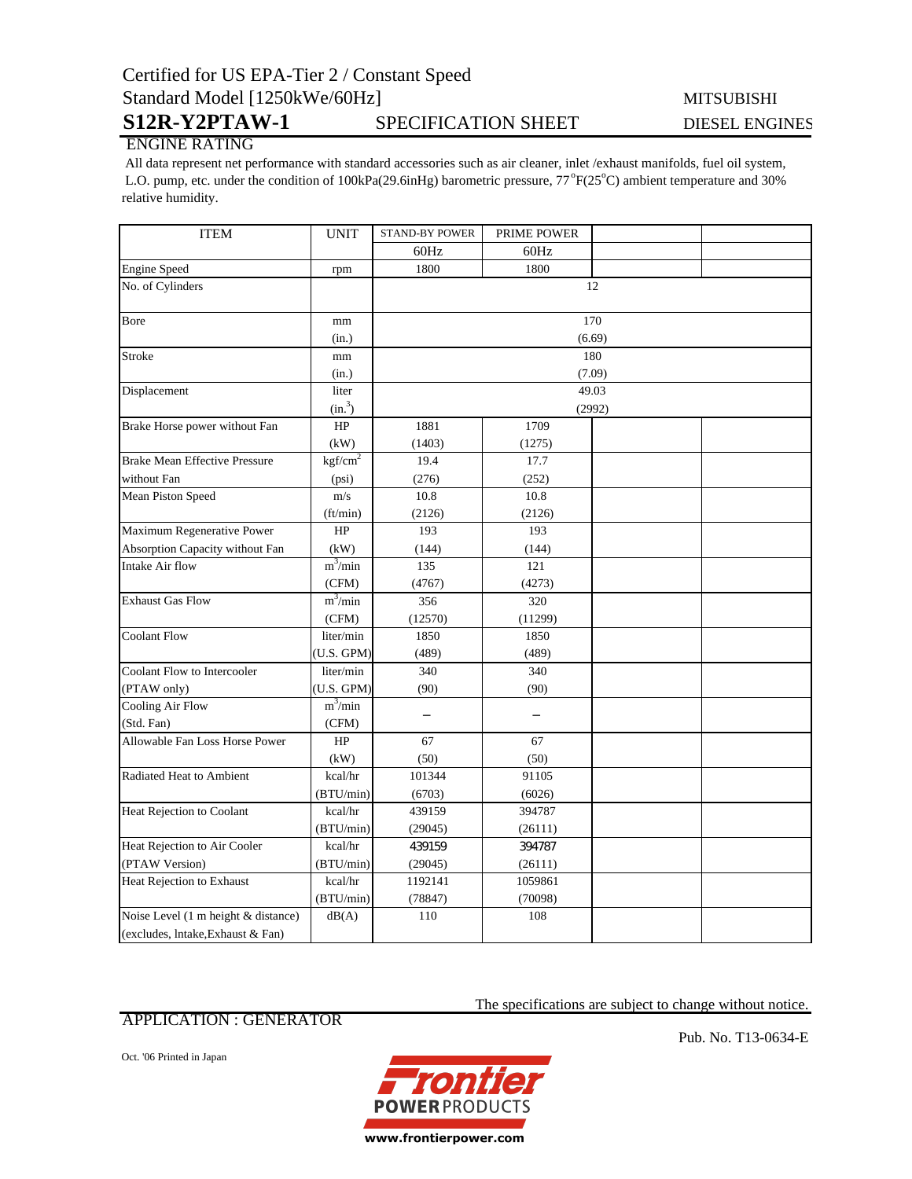Certified for US EPA-Tier 2 / Constant Speed
Standard Model [1250kWe/60Hz]

# S12R-Y2PTAW-1 SPECIFICATION SHEET

MITSUBISHI DIESEL ENGINES

## ENGINE RATING

All data represent net performance with standard accessories such as air cleaner, inlet /exhaust manifolds, fuel oil system, L.O. pump, etc. under the condition of 100kPa(29.6inHg) barometric pressure, 77°F(25°C) ambient temperature and 30% relative humidity.

| ITEM | UNIT | STAND-BY POWER | PRIME POWER | | |
|---|---|---|---|---|---|
| | | 60Hz | 60Hz | | |
| Engine Speed | rpm | 1800 | 1800 | | |
| No. of Cylinders | | 12 | | | |
| Bore | mm (in.) | 170 (6.69) | | | |
| Stroke | mm (in.) | 180 (7.09) | | | |
| Displacement | liter ($in.^3$) | 49.03 (2992) | | | |
| Brake Horse power without Fan | HP (kW) | 1881 (1403) | 1709 (1275) | | |
| Brake Mean Effective Pressure without Fan | $kgf/cm^2$ (psi) | 19.4 (276) | 17.7 (252) | | |
| Mean Piston Speed | m/s (ft/min) | 10.8 (2126) | 10.8 (2126) | | |
| Maximum Regenerative Power Absorption Capacity without Fan | HP (kW) | 193 (144) | 193 (144) | | |
| Intake Air flow | $m^3$/min (CFM) | 135 (4767) | 121 (4273) | | |
| Exhaust Gas Flow | $m^3$/min (CFM) | 356 (12570) | 320 (11299) | | |
| Coolant Flow | liter/min (U.S. GPM) | 1850 (489) | 1850 (489) | | |
| Coolant Flow to Intercooler (PTAW only) | liter/min (U.S. GPM) | 340 (90) | 340 (90) | | |
| Cooling Air Flow (Std. Fan) | $m^3$/min (CFM) | – | – | | |
| Allowable Fan Loss Horse Power | HP (kW) | 67 (50) | 67 (50) | | |
| Radiated Heat to Ambient | kcal/hr (BTU/min) | 101344 (6703) | 91105 (6026) | | |
| Heat Rejection to Coolant | kcal/hr (BTU/min) | 439159 (29045) | 394787 (26111) | | |
| Heat Rejection to Air Cooler (PTAW Version) | kcal/hr (BTU/min) | 439159 (29045) | 394787 (26111) | | |
| Heat Rejection to Exhaust | kcal/hr (BTU/min) | 1192141 (78847) | 1059861 (70098) | | |
| Noise Level (1 m height & distance) (excludes, Intake,Exhaust & Fan) | dB(A) | 110 | 108 | | |

The specifications are subject to change without notice.

APPLICATION : GENERATOR

Pub. No. T13-0634-E

Oct. '06 Printed in Japan

Frontier POWER PRODUCTS
www.frontierpower.com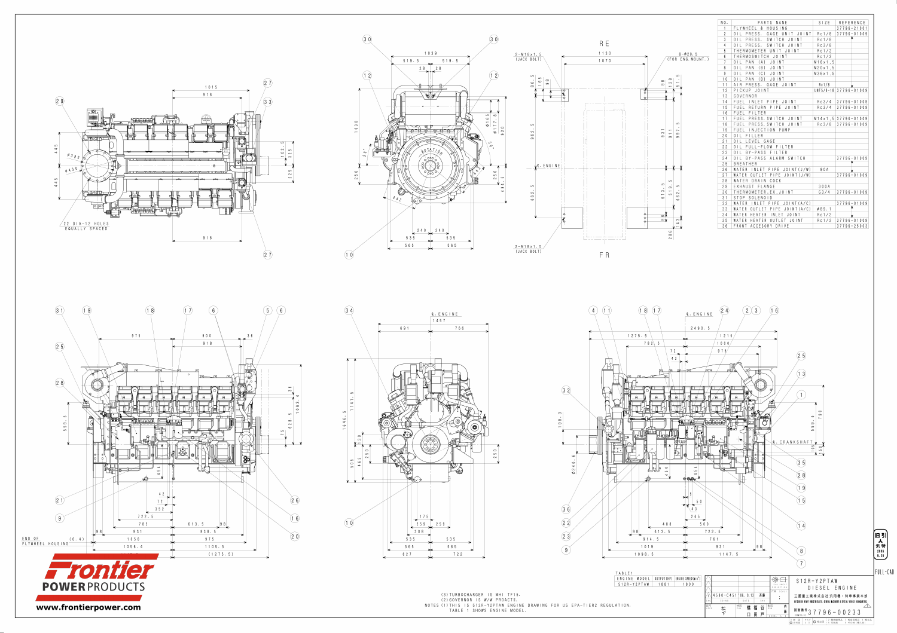| NO. | PARTS NAME | SIZE | REFERENCE |
|---|---|---|---|
| 1 | FLYWHEEL & HOUSING | | 37796-21001 |
| 2 | OIL PRESS. GAGE UNIT JOINT | Rc1/8 | 37796-01009 |
| 3 | OIL PRESS. SWITCH JOINT | Rc1/8 | |
| 4 | OIL PRESS. SWITCH JOINT | Rc3/8 | |
| 5 | THERMOMETER UNIT JOINT | Rc1/2 | |
| 6 | THERMOSWITCH JOINT | Rc1/2 | |
| 7 | OIL PAN (A) JOINT | M16x1.5 | |
| 8 | OIL PAN (B) JOINT | M20x1.5 | |
| 9 | OIL PAN (C) JOINT | M36x1.5 | |
| 10 | OIL PAN (D) JOINT | | |
| 11 | AIR PRESS. GAGE JOINT | Rc1/8 | |
| 12 | PICKUP JOINT | UNF5/8-18 | 37796-01009 |
| 13 | GOVERNOR | | |
| 14 | FUEL INLET PIPE JOINT | Rc3/4 | 37796-01009 |
| 15 | FUEL RETURN PIPE JOINT | Rc3/4 | 37796-01009 |
| 16 | FUEL FILTER | | |
| 17 | FUEL PRESS.SWITCH JOINT | M14x1.5 | 37796-01009 |
| 18 | FUEL PRESS.SWITCH JOINT | Rc3/8 | 37796-01009 |
| 19 | FUEL INJECTION PUMP | | |
| 20 | OIL FILLER | | |
| 21 | OIL LEVEL GAGE | | |
| 22 | OIL FULL-FLOW FILTER | | |
| 23 | OIL BY-PASS FILTER | | |
| 24 | OIL BY-PASS ALARM SWITCH | | 37796-01009 |
| 25 | BREATHER | | |
| 26 | WATER INLET PIPE JOINT(J/W) | 90A | |
| 27 | WATER OUTLET PIPE JOINT(J/W) | | 37796-01009 |
| 28 | WATER DRAIN COCK | | |
| 29 | EXHAUST FLANGE | 300A | |
| 30 | THERMOMETER,EX.JOINT | G3/4 | 37796-01009 |
| 31 | STOP SOLENOID | | |
| 32 | WATER INLET PIPE JOINT(A/C) | | 37796-01009 |
| 33 | WATER OUTLET PIPE JOINT(A/C) | Φ89.1 | |
| 34 | WATER HEATER INLET JOINT | Rc1/2 | |
| 35 | WATER HEATER OUTLET JOINT | Rc1/2 | 37796-01009 |
| 36 | FRONT ACCESORY DRIVE | | 37796-25003 |

TABLE1

| ENGINE MODEL | OUTPUT(HP) | ENGINE SPEED(min⁻¹) |
|---|---|---|
| S12R-Y2PTAW | 1881 | 1800 |

NOTES (1) THIS IS S12R-Y2PTAW ENGINE DRAWING FOR US EPA-TIER2 REGULATION. TABLE 1 SHOWS ENGINE MODEL.
(2) GOVERNOR IS W/W PROACT8.
(3) TURBOCHARGER IS MHI TF15.

S12R-Y2PTAW DIESEL ENGINE

三菱重工業株式会社 汎用機・特車事業本部

37796-00233

Frontier POWER PRODUCTS

www.frontierpower.com